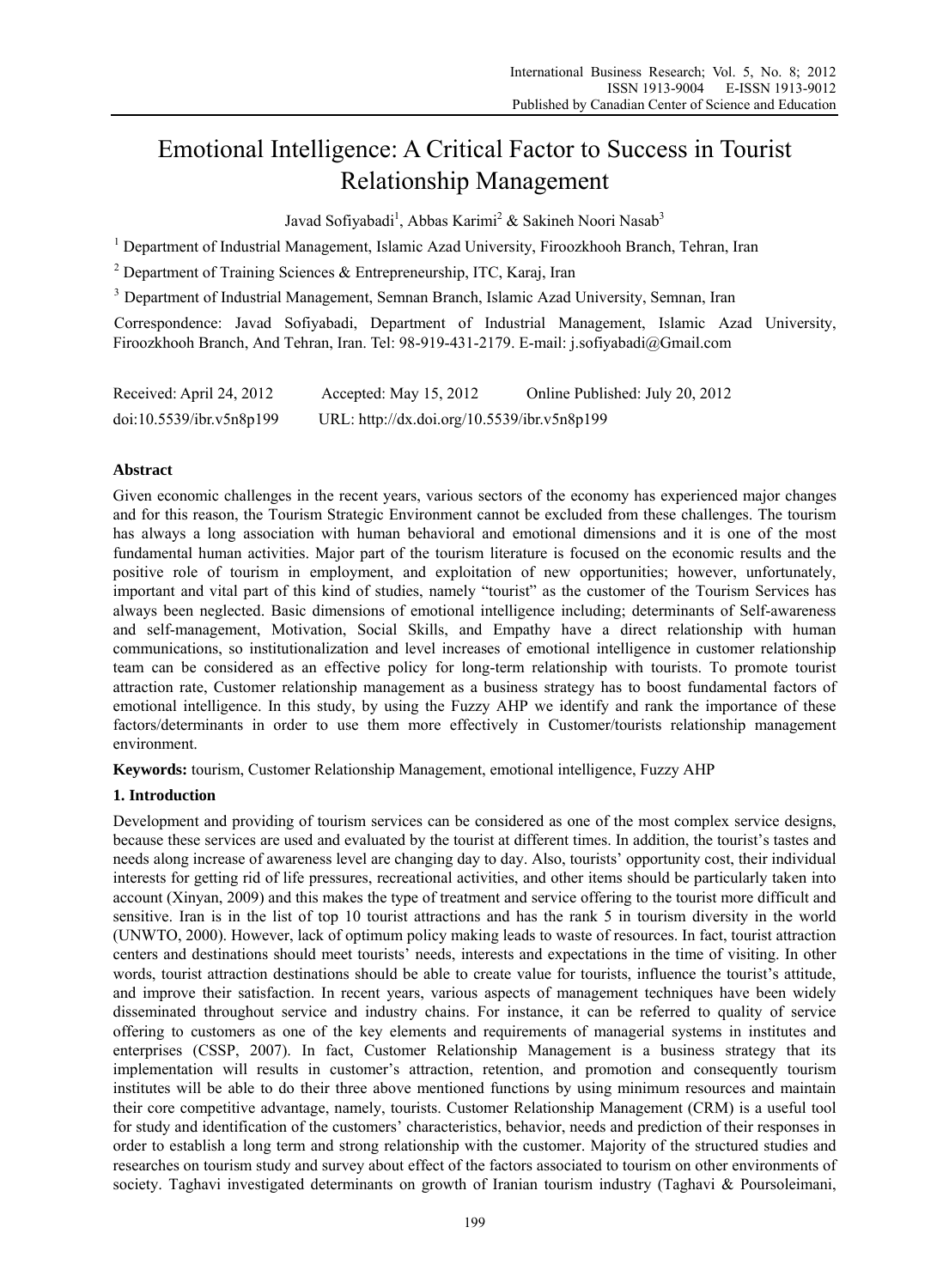# Emotional Intelligence: A Critical Factor to Success in Tourist Relationship Management

Javad Sofiyabadi[1], Abbas Karimi[2] & Sakineh Noori Nasab[3]

[1] Department of Industrial Management, Islamic Azad University, Firoozkhooh Branch, Tehran, Iran

[2] Department of Training Sciences & Entrepreneurship, ITC, Karaj, Iran

[3] Department of Industrial Management, Semnan Branch, Islamic Azad University, Semnan, Iran

Correspondence: Javad Sofiyabadi, Department of Industrial Management, Islamic Azad University, Firoozkhooh Branch, And Tehran, Iran. Tel: 98-919-431-2179. E-mail: j.sofiyabadi@Gmail.com

Received: April 24, 2012 Accepted: May 15, 2012 Online Published: July 20, 2012

doi:10.5539/ibr.v5n8p199 URL: http://dx.doi.org/10.5539/ibr.v5n8p199

## Abstract

Given economic challenges in the recent years, various sectors of the economy has experienced major changes and for this reason, the Tourism Strategic Environment cannot be excluded from these challenges. The tourism has always a long association with human behavioral and emotional dimensions and it is one of the most fundamental human activities. Major part of the tourism literature is focused on the economic results and the positive role of tourism in employment, and exploitation of new opportunities; however, unfortunately, important and vital part of this kind of studies, namely "tourist" as the customer of the Tourism Services has always been neglected. Basic dimensions of emotional intelligence including; determinants of Self-awareness and self-management, Motivation, Social Skills, and Empathy have a direct relationship with human communications, so institutionalization and level increases of emotional intelligence in customer relationship team can be considered as an effective policy for long-term relationship with tourists. To promote tourist attraction rate, Customer relationship management as a business strategy has to boost fundamental factors of emotional intelligence. In this study, by using the Fuzzy AHP we identify and rank the importance of these factors/determinants in order to use them more effectively in Customer/tourists relationship management environment.

**Keywords:** tourism, Customer Relationship Management, emotional intelligence, Fuzzy AHP

## 1. Introduction

Development and providing of tourism services can be considered as one of the most complex service designs, because these services are used and evaluated by the tourist at different times. In addition, the tourist's tastes and needs along increase of awareness level are changing day to day. Also, tourists' opportunity cost, their individual interests for getting rid of life pressures, recreational activities, and other items should be particularly taken into account (Xinyan, 2009) and this makes the type of treatment and service offering to the tourist more difficult and sensitive. Iran is in the list of top 10 tourist attractions and has the rank 5 in tourism diversity in the world (UNWTO, 2000). However, lack of optimum policy making leads to waste of resources. In fact, tourist attraction centers and destinations should meet tourists' needs, interests and expectations in the time of visiting. In other words, tourist attraction destinations should be able to create value for tourists, influence the tourist's attitude, and improve their satisfaction. In recent years, various aspects of management techniques have been widely disseminated throughout service and industry chains. For instance, it can be referred to quality of service offering to customers as one of the key elements and requirements of managerial systems in institutes and enterprises (CSSP, 2007). In fact, Customer Relationship Management is a business strategy that its implementation will results in customer's attraction, retention, and promotion and consequently tourism institutes will be able to do their three above mentioned functions by using minimum resources and maintain their core competitive advantage, namely, tourists. Customer Relationship Management (CRM) is a useful tool for study and identification of the customers' characteristics, behavior, needs and prediction of their responses in order to establish a long term and strong relationship with the customer. Majority of the structured studies and researches on tourism study and survey about effect of the factors associated to tourism on other environments of society. Taghavi investigated determinants on growth of Iranian tourism industry (Taghavi & Poursoleimani,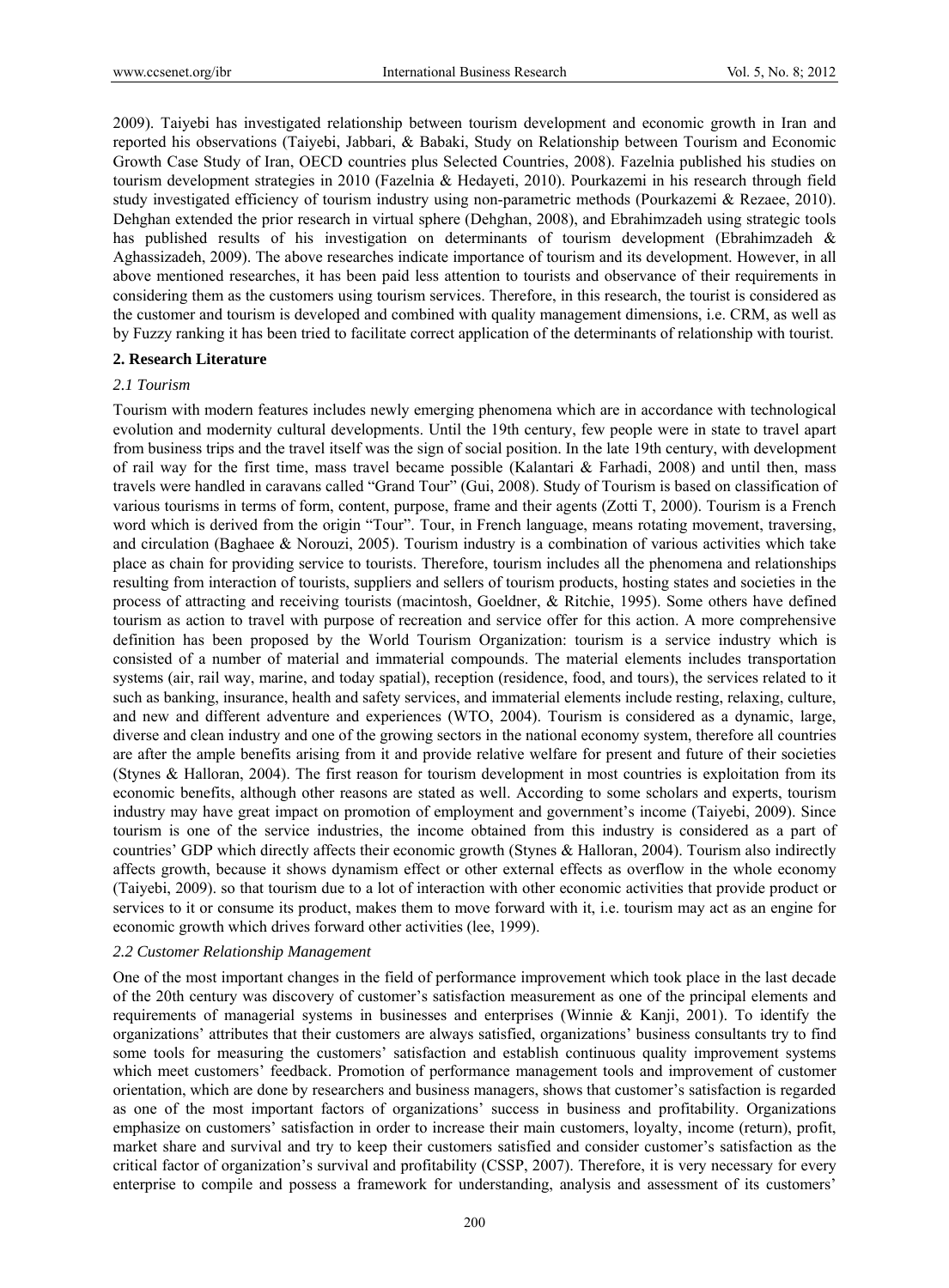2009). Taiyebi has investigated relationship between tourism development and economic growth in Iran and reported his observations (Taiyebi, Jabbari, & Babaki, Study on Relationship between Tourism and Economic Growth Case Study of Iran, OECD countries plus Selected Countries, 2008). Fazelnia published his studies on tourism development strategies in 2010 (Fazelnia & Hedayeti, 2010). Pourkazemi in his research through field study investigated efficiency of tourism industry using non-parametric methods (Pourkazemi & Rezaee, 2010). Dehghan extended the prior research in virtual sphere (Dehghan, 2008), and Ebrahimzadeh using strategic tools has published results of his investigation on determinants of tourism development (Ebrahimzadeh & Aghassizadeh, 2009). The above researches indicate importance of tourism and its development. However, in all above mentioned researches, it has been paid less attention to tourists and observance of their requirements in considering them as the customers using tourism services. Therefore, in this research, the tourist is considered as the customer and tourism is developed and combined with quality management dimensions, i.e. CRM, as well as by Fuzzy ranking it has been tried to facilitate correct application of the determinants of relationship with tourist.

## 2. Research Literature

### *2.1 Tourism*

Tourism with modern features includes newly emerging phenomena which are in accordance with technological evolution and modernity cultural developments. Until the 19th century, few people were in state to travel apart from business trips and the travel itself was the sign of social position. In the late 19th century, with development of rail way for the first time, mass travel became possible (Kalantari & Farhadi, 2008) and until then, mass travels were handled in caravans called "Grand Tour" (Gui, 2008). Study of Tourism is based on classification of various tourisms in terms of form, content, purpose, frame and their agents (Zotti T, 2000). Tourism is a French word which is derived from the origin "Tour". Tour, in French language, means rotating movement, traversing, and circulation (Baghaee & Norouzi, 2005). Tourism industry is a combination of various activities which take place as chain for providing service to tourists. Therefore, tourism includes all the phenomena and relationships resulting from interaction of tourists, suppliers and sellers of tourism products, hosting states and societies in the process of attracting and receiving tourists (macintosh, Goeldner, & Ritchie, 1995). Some others have defined tourism as action to travel with purpose of recreation and service offer for this action. A more comprehensive definition has been proposed by the World Tourism Organization: tourism is a service industry which is consisted of a number of material and immaterial compounds. The material elements includes transportation systems (air, rail way, marine, and today spatial), reception (residence, food, and tours), the services related to it such as banking, insurance, health and safety services, and immaterial elements include resting, relaxing, culture, and new and different adventure and experiences (WTO, 2004). Tourism is considered as a dynamic, large, diverse and clean industry and one of the growing sectors in the national economy system, therefore all countries are after the ample benefits arising from it and provide relative welfare for present and future of their societies (Stynes & Halloran, 2004). The first reason for tourism development in most countries is exploitation from its economic benefits, although other reasons are stated as well. According to some scholars and experts, tourism industry may have great impact on promotion of employment and government's income (Taiyebi, 2009). Since tourism is one of the service industries, the income obtained from this industry is considered as a part of countries' GDP which directly affects their economic growth (Stynes & Halloran, 2004). Tourism also indirectly affects growth, because it shows dynamism effect or other external effects as overflow in the whole economy (Taiyebi, 2009). so that tourism due to a lot of interaction with other economic activities that provide product or services to it or consume its product, makes them to move forward with it, i.e. tourism may act as an engine for economic growth which drives forward other activities (lee, 1999).

### *2.2 Customer Relationship Management*

One of the most important changes in the field of performance improvement which took place in the last decade of the 20th century was discovery of customer's satisfaction measurement as one of the principal elements and requirements of managerial systems in businesses and enterprises (Winnie & Kanji, 2001). To identify the organizations' attributes that their customers are always satisfied, organizations' business consultants try to find some tools for measuring the customers' satisfaction and establish continuous quality improvement systems which meet customers' feedback. Promotion of performance management tools and improvement of customer orientation, which are done by researchers and business managers, shows that customer's satisfaction is regarded as one of the most important factors of organizations' success in business and profitability. Organizations emphasize on customers' satisfaction in order to increase their main customers, loyalty, income (return), profit, market share and survival and try to keep their customers satisfied and consider customer's satisfaction as the critical factor of organization's survival and profitability (CSSP, 2007). Therefore, it is very necessary for every enterprise to compile and possess a framework for understanding, analysis and assessment of its customers'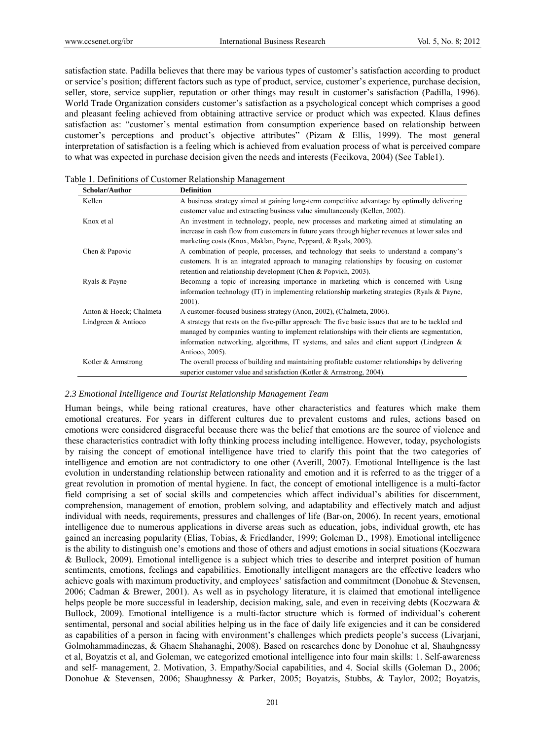satisfaction state. Padilla believes that there may be various types of customer's satisfaction according to product or service's position; different factors such as type of product, service, customer's experience, purchase decision, seller, store, service supplier, reputation or other things may result in customer's satisfaction (Padilla, 1996). World Trade Organization considers customer's satisfaction as a psychological concept which comprises a good and pleasant feeling achieved from obtaining attractive service or product which was expected. Klaus defines satisfaction as: "customer's mental estimation from consumption experience based on relationship between customer's perceptions and product's objective attributes" (Pizam & Ellis, 1999). The most general interpretation of satisfaction is a feeling which is achieved from evaluation process of what is perceived compare to what was expected in purchase decision given the needs and interests (Fecikova, 2004) (See Table1).

Table 1. Definitions of Customer Relationship Management

| Scholar/Author | Definition |
|---|---|
| Kellen | A business strategy aimed at gaining long-term competitive advantage by optimally delivering customer value and extracting business value simultaneously (Kellen, 2002). |
| Knox et al | An investment in technology, people, new processes and marketing aimed at stimulating an increase in cash flow from customers in future years through higher revenues at lower sales and marketing costs (Knox, Maklan, Payne, Peppard, & Ryals, 2003). |
| Chen & Papovic | A combination of people, processes, and technology that seeks to understand a company's customers. It is an integrated approach to managing relationships by focusing on customer retention and relationship development (Chen & Popvich, 2003). |
| Ryals & Payne | Becoming a topic of increasing importance in marketing which is concerned with Using information technology (IT) in implementing relationship marketing strategies (Ryals & Payne, 2001). |
| Anton & Hoeck; Chalmeta | A customer-focused business strategy (Anon, 2002), (Chalmeta, 2006). |
| Lindgreen & Antioco | A strategy that rests on the five-pillar approach: The five basic issues that are to be tackled and managed by companies wanting to implement relationships with their clients are segmentation, information networking, algorithms, IT systems, and sales and client support (Lindgreen & Antioco, 2005). |
| Kotler & Armstrong | The overall process of building and maintaining profitable customer relationships by delivering superior customer value and satisfaction (Kotler & Armstrong, 2004). |

### *2.3 Emotional Intelligence and Tourist Relationship Management Team*

Human beings, while being rational creatures, have other characteristics and features which make them emotional creatures. For years in different cultures due to prevalent customs and rules, actions based on emotions were considered disgraceful because there was the belief that emotions are the source of violence and these characteristics contradict with lofty thinking process including intelligence. However, today, psychologists by raising the concept of emotional intelligence have tried to clarify this point that the two categories of intelligence and emotion are not contradictory to one other (Averill, 2007). Emotional Intelligence is the last evolution in understanding relationship between rationality and emotion and it is referred to as the trigger of a great revolution in promotion of mental hygiene. In fact, the concept of emotional intelligence is a multi-factor field comprising a set of social skills and competencies which affect individual's abilities for discernment, comprehension, management of emotion, problem solving, and adaptability and effectively match and adjust individual with needs, requirements, pressures and challenges of life (Bar-on, 2006). In recent years, emotional intelligence due to numerous applications in diverse areas such as education, jobs, individual growth, etc has gained an increasing popularity (Elias, Tobias, & Friedlander, 1999; Goleman D., 1998). Emotional intelligence is the ability to distinguish one's emotions and those of others and adjust emotions in social situations (Koczwara & Bullock, 2009). Emotional intelligence is a subject which tries to describe and interpret position of human sentiments, emotions, feelings and capabilities. Emotionally intelligent managers are the effective leaders who achieve goals with maximum productivity, and employees' satisfaction and commitment (Donohue & Stevensen, 2006; Cadman & Brewer, 2001). As well as in psychology literature, it is claimed that emotional intelligence helps people be more successful in leadership, decision making, sale, and even in receiving debts (Koczwara & Bullock, 2009). Emotional intelligence is a multi-factor structure which is formed of individual's coherent sentimental, personal and social abilities helping us in the face of daily life exigencies and it can be considered as capabilities of a person in facing with environment's challenges which predicts people's success (Livarjani, Golmohammadinezas, & Ghaem Shahanaghi, 2008). Based on researches done by Donohue et al, Shauhgnessy et al, Boyatzis et al, and Goleman, we categorized emotional intelligence into four main skills: 1. Self-awareness and self- management, 2. Motivation, 3. Empathy/Social capabilities, and 4. Social skills (Goleman D., 2006; Donohue & Stevensen, 2006; Shaughnessy & Parker, 2005; Boyatzis, Stubbs, & Taylor, 2002; Boyatzis,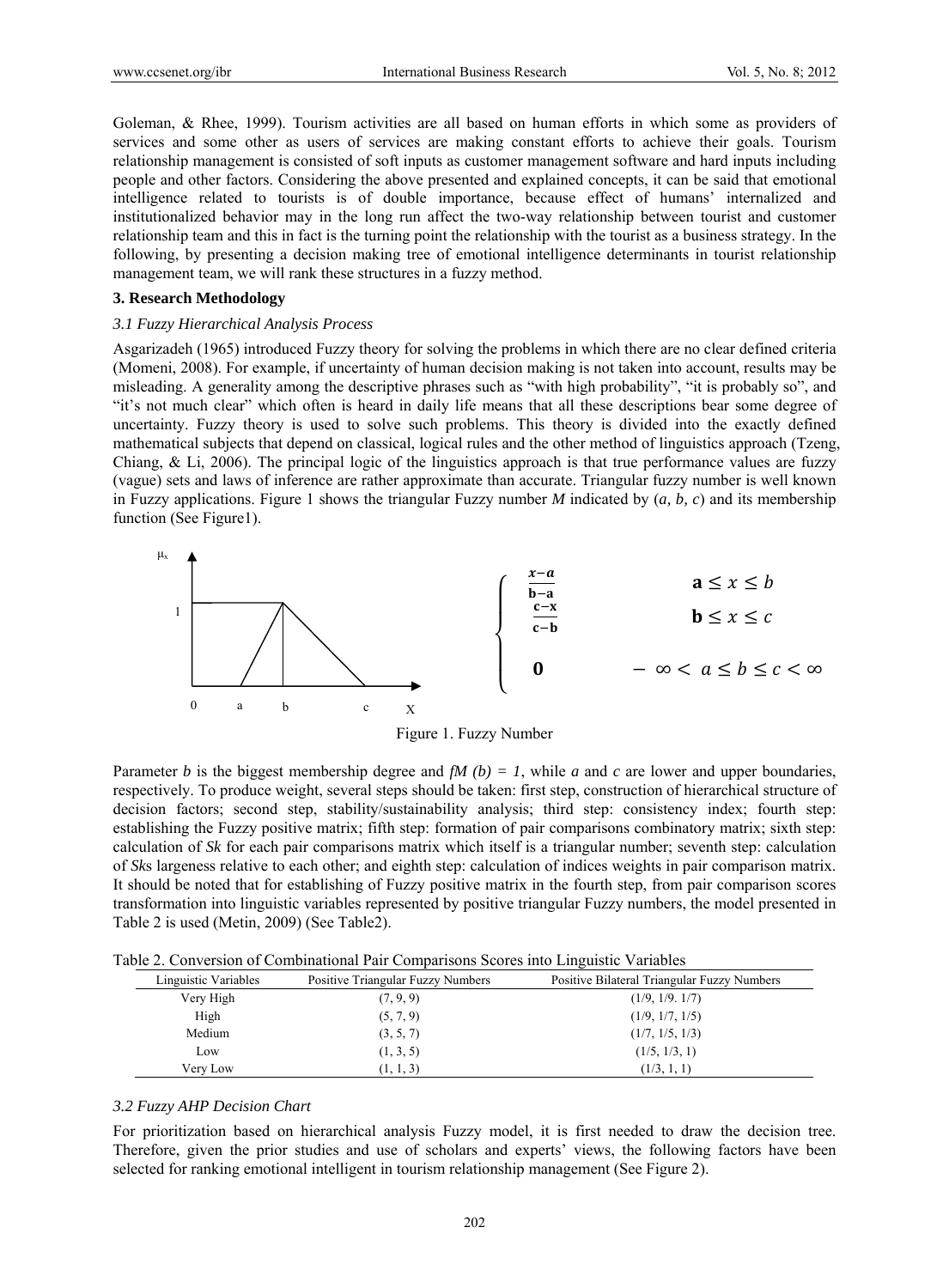Goleman, & Rhee, 1999). Tourism activities are all based on human efforts in which some as providers of services and some other as users of services are making constant efforts to achieve their goals. Tourism relationship management is consisted of soft inputs as customer management software and hard inputs including people and other factors. Considering the above presented and explained concepts, it can be said that emotional intelligence related to tourists is of double importance, because effect of humans' internalized and institutionalized behavior may in the long run affect the two-way relationship between tourist and customer relationship team and this in fact is the turning point the relationship with the tourist as a business strategy. In the following, by presenting a decision making tree of emotional intelligence determinants in tourist relationship management team, we will rank these structures in a fuzzy method.

## 3. Research Methodology

### 3.1 Fuzzy Hierarchical Analysis Process

Asgarizadeh (1965) introduced Fuzzy theory for solving the problems in which there are no clear defined criteria (Momeni, 2008). For example, if uncertainty of human decision making is not taken into account, results may be misleading. A generality among the descriptive phrases such as "with high probability", "it is probably so", and "it's not much clear" which often is heard in daily life means that all these descriptions bear some degree of uncertainty. Fuzzy theory is used to solve such problems. This theory is divided into the exactly defined mathematical subjects that depend on classical, logical rules and the other method of linguistics approach (Tzeng, Chiang, & Li, 2006). The principal logic of the linguistics approach is that true performance values are fuzzy (vague) sets and laws of inference are rather approximate than accurate. Triangular fuzzy number is well known in Fuzzy applications. Figure 1 shows the triangular Fuzzy number *M* indicated by (*a, b, c*) and its membership function (See Figure1).

$$
\mu_x = \begin{cases} \dfrac{x-a}{b-a} & a \le x \le b \\ \dfrac{c-x}{c-b} & b \le x \le c \\ 0 & -\infty < a \le b \le c < \infty \end{cases}
$$

Figure 1. Fuzzy Number

Parameter *b* is the biggest membership degree and $f_M(b) = 1$, while *a* and *c* are lower and upper boundaries, respectively. To produce weight, several steps should be taken: first step, construction of hierarchical structure of decision factors; second step, stability/sustainability analysis; third step: consistency index; fourth step: establishing the Fuzzy positive matrix; fifth step: formation of pair comparisons combinatory matrix; sixth step: calculation of *Sk* for each pair comparisons matrix which itself is a triangular number; seventh step: calculation of *Sk*s largeness relative to each other; and eighth step: calculation of indices weights in pair comparison matrix. It should be noted that for establishing of Fuzzy positive matrix in the fourth step, from pair comparison scores transformation into linguistic variables represented by positive triangular Fuzzy numbers, the model presented in Table 2 is used (Metin, 2009) (See Table2).

Table 2. Conversion of Combinational Pair Comparisons Scores into Linguistic Variables

| Linguistic Variables | Positive Triangular Fuzzy Numbers | Positive Bilateral Triangular Fuzzy Numbers |
|---|---|---|
| Very High | (7, 9, 9) | (1/9, 1/9. 1/7) |
| High | (5, 7, 9) | (1/9, 1/7, 1/5) |
| Medium | (3, 5, 7) | (1/7, 1/5, 1/3) |
| Low | (1, 3, 5) | (1/5, 1/3, 1) |
| Very Low | (1, 1, 3) | (1/3, 1, 1) |

### 3.2 Fuzzy AHP Decision Chart

For prioritization based on hierarchical analysis Fuzzy model, it is first needed to draw the decision tree. Therefore, given the prior studies and use of scholars and experts' views, the following factors have been selected for ranking emotional intelligent in tourism relationship management (See Figure 2).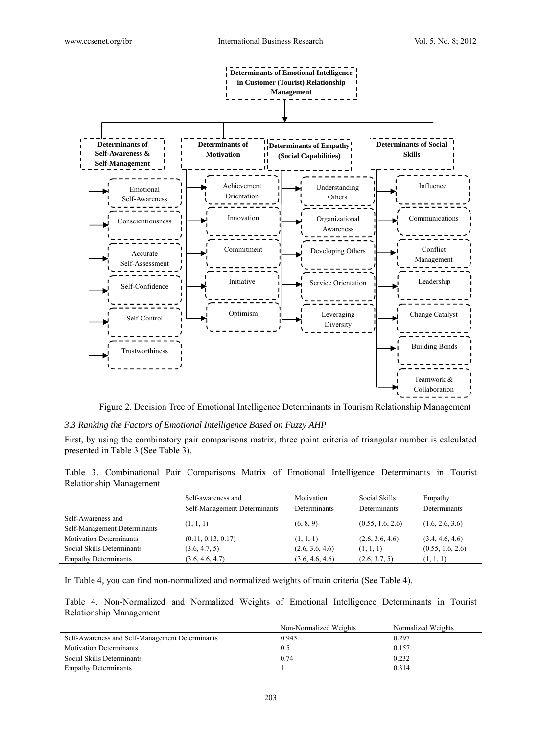Determinants of Emotional Intelligence in Customer (Tourist) Relationship Management

- **Determinants of Self-Awareness & Self-Management**
  - Emotional Self-Awareness
  - Conscientiousness
  - Accurate Self-Assessment
  - Self-Confidence
  - Self-Control
  - Trustworthiness
- **Determinants of Motivation**
  - Achievement Orientation
  - Innovation
  - Commitment
  - Initiative
  - Optimism
- **Determinants of Empathy (Social Capabilities)**
  - Understanding Others
  - Organizational Awareness
  - Developing Others
  - Service Orientation
  - Leveraging Diversity
- **Determinants of Social Skills**
  - Influence
  - Communications
  - Conflict Management
  - Leadership
  - Change Catalyst
  - Building Bonds
  - Teamwork & Collaboration

Figure 2. Decision Tree of Emotional Intelligence Determinants in Tourism Relationship Management

### *3.3 Ranking the Factors of Emotional Intelligence Based on Fuzzy AHP*

First, by using the combinatory pair comparisons matrix, three point criteria of triangular number is calculated presented in Table 3 (See Table 3).

Table 3. Combinational Pair Comparisons Matrix of Emotional Intelligence Determinants in Tourist Relationship Management

| | Self-awareness and Self-Management Determinants | Motivation Determinants | Social Skills Determinants | Empathy Determinants |
|---|---|---|---|---|
| Self-Awareness and Self-Management Determinants | (1, 1, 1) | (6, 8, 9) | (0.55, 1.6, 2.6) | (1.6, 2.6, 3.6) |
| Motivation Determinants | (0.11, 0.13, 0.17) | (1, 1, 1) | (2.6, 3.6, 4.6) | (3.4, 4.6, 4.6) |
| Social Skills Determinants | (3.6, 4.7, 5) | (2.6, 3.6, 4.6) | (1, 1, 1) | (0.55, 1.6, 2.6) |
| Empathy Determinants | (3.6, 4.6, 4.7) | (3.6, 4.6, 4.6) | (2.6, 3.7, 5) | (1, 1, 1) |

In Table 4, you can find non-normalized and normalized weights of main criteria (See Table 4).

Table 4. Non-Normalized and Normalized Weights of Emotional Intelligence Determinants in Tourist Relationship Management

| | Non-Normalized Weights | Normalized Weights |
|---|---|---|
| Self-Awareness and Self-Management Determinants | 0.945 | 0.297 |
| Motivation Determinants | 0.5 | 0.157 |
| Social Skills Determinants | 0.74 | 0.232 |
| Empathy Determinants | 1 | 0.314 |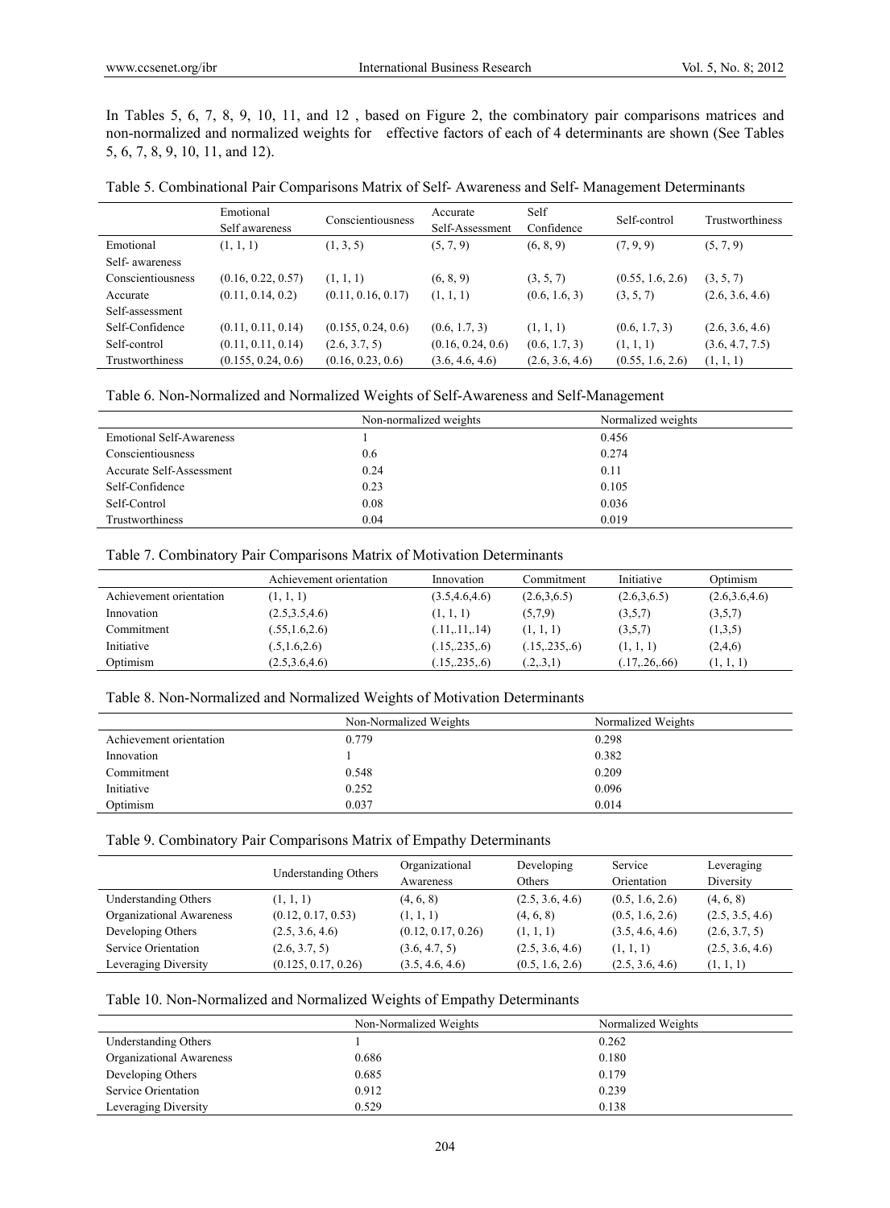In Tables 5, 6, 7, 8, 9, 10, 11, and 12 , based on Figure 2, the combinatory pair comparisons matrices and non-normalized and normalized weights for effective factors of each of 4 determinants are shown (See Tables 5, 6, 7, 8, 9, 10, 11, and 12).

Table 5. Combinational Pair Comparisons Matrix of Self- Awareness and Self- Management Determinants

| | Emotional Self awareness | Conscientiousness | Accurate Self-Assessment | Self Confidence | Self-control | Trustworthiness |
|---|---|---|---|---|---|---|
| Emotional Self- awareness | (1, 1, 1) | (1, 3, 5) | (5, 7, 9) | (6, 8, 9) | (7, 9, 9) | (5, 7, 9) |
| Conscientiousness | (0.16, 0.22, 0.57) | (1, 1, 1) | (6, 8, 9) | (3, 5, 7) | (0.55, 1.6, 2.6) | (3, 5, 7) |
| Accurate Self-assessment | (0.11, 0.14, 0.2) | (0.11, 0.16, 0.17) | (1, 1, 1) | (0.6, 1.6, 3) | (3, 5, 7) | (2.6, 3.6, 4.6) |
| Self-Confidence | (0.11, 0.11, 0.14) | (0.155, 0.24, 0.6) | (0.6, 1.7, 3) | (1, 1, 1) | (0.6, 1.7, 3) | (2.6, 3.6, 4.6) |
| Self-control | (0.11, 0.11, 0.14) | (2.6, 3.7, 5) | (0.16, 0.24, 0.6) | (0.6, 1.7, 3) | (1, 1, 1) | (3.6, 4.7, 7.5) |
| Trustworthiness | (0.155, 0.24, 0.6) | (0.16, 0.23, 0.6) | (3.6, 4.6, 4.6) | (2.6, 3.6, 4.6) | (0.55, 1.6, 2.6) | (1, 1, 1) |

Table 6. Non-Normalized and Normalized Weights of Self-Awareness and Self-Management

| | Non-normalized weights | Normalized weights |
|---|---|---|
| Emotional Self-Awareness | 1 | 0.456 |
| Conscientiousness | 0.6 | 0.274 |
| Accurate Self-Assessment | 0.24 | 0.11 |
| Self-Confidence | 0.23 | 0.105 |
| Self-Control | 0.08 | 0.036 |
| Trustworthiness | 0.04 | 0.019 |

Table 7. Combinatory Pair Comparisons Matrix of Motivation Determinants

| | Achievement orientation | Innovation | Commitment | Initiative | Optimism |
|---|---|---|---|---|---|
| Achievement orientation | (1, 1, 1) | (3.5,4.6,4.6) | (2.6,3,6.5) | (2.6,3,6.5) | (2.6,3.6,4.6) |
| Innovation | (2.5,3.5,4.6) | (1, 1, 1) | (5,7,9) | (3,5,7) | (3,5,7) |
| Commitment | (.55,1.6,2.6) | (.11,.11,.14) | (1, 1, 1) | (3,5,7) | (1,3,5) |
| Initiative | (.5,1.6,2.6) | (.15,.235,.6) | (.15,.235,.6) | (1, 1, 1) | (2,4,6) |
| Optimism | (2.5,3.6,4.6) | (.15,.235,.6) | (.2,.3,1) | (.17,.26,.66) | (1, 1, 1) |

Table 8. Non-Normalized and Normalized Weights of Motivation Determinants

| | Non-Normalized Weights | Normalized Weights |
|---|---|---|
| Achievement orientation | 0.779 | 0.298 |
| Innovation | 1 | 0.382 |
| Commitment | 0.548 | 0.209 |
| Initiative | 0.252 | 0.096 |
| Optimism | 0.037 | 0.014 |

Table 9. Combinatory Pair Comparisons Matrix of Empathy Determinants

| | Understanding Others | Organizational Awareness | Developing Others | Service Orientation | Leveraging Diversity |
|---|---|---|---|---|---|
| Understanding Others | (1, 1, 1) | (4, 6, 8) | (2.5, 3.6, 4.6) | (0.5, 1.6, 2.6) | (4, 6, 8) |
| Organizational Awareness | (0.12, 0.17, 0.53) | (1, 1, 1) | (4, 6, 8) | (0.5, 1.6, 2.6) | (2.5, 3.5, 4.6) |
| Developing Others | (2.5, 3.6, 4.6) | (0.12, 0.17, 0.26) | (1, 1, 1) | (3.5, 4.6, 4.6) | (2.6, 3.7, 5) |
| Service Orientation | (2.6, 3.7, 5) | (3.6, 4.7, 5) | (2.5, 3.6, 4.6) | (1, 1, 1) | (2.5, 3.6, 4.6) |
| Leveraging Diversity | (0.125, 0.17, 0.26) | (3.5, 4.6, 4.6) | (0.5, 1.6, 2.6) | (2.5, 3.6, 4.6) | (1, 1, 1) |

Table 10. Non-Normalized and Normalized Weights of Empathy Determinants

| | Non-Normalized Weights | Normalized Weights |
|---|---|---|
| Understanding Others | 1 | 0.262 |
| Organizational Awareness | 0.686 | 0.180 |
| Developing Others | 0.685 | 0.179 |
| Service Orientation | 0.912 | 0.239 |
| Leveraging Diversity | 0.529 | 0.138 |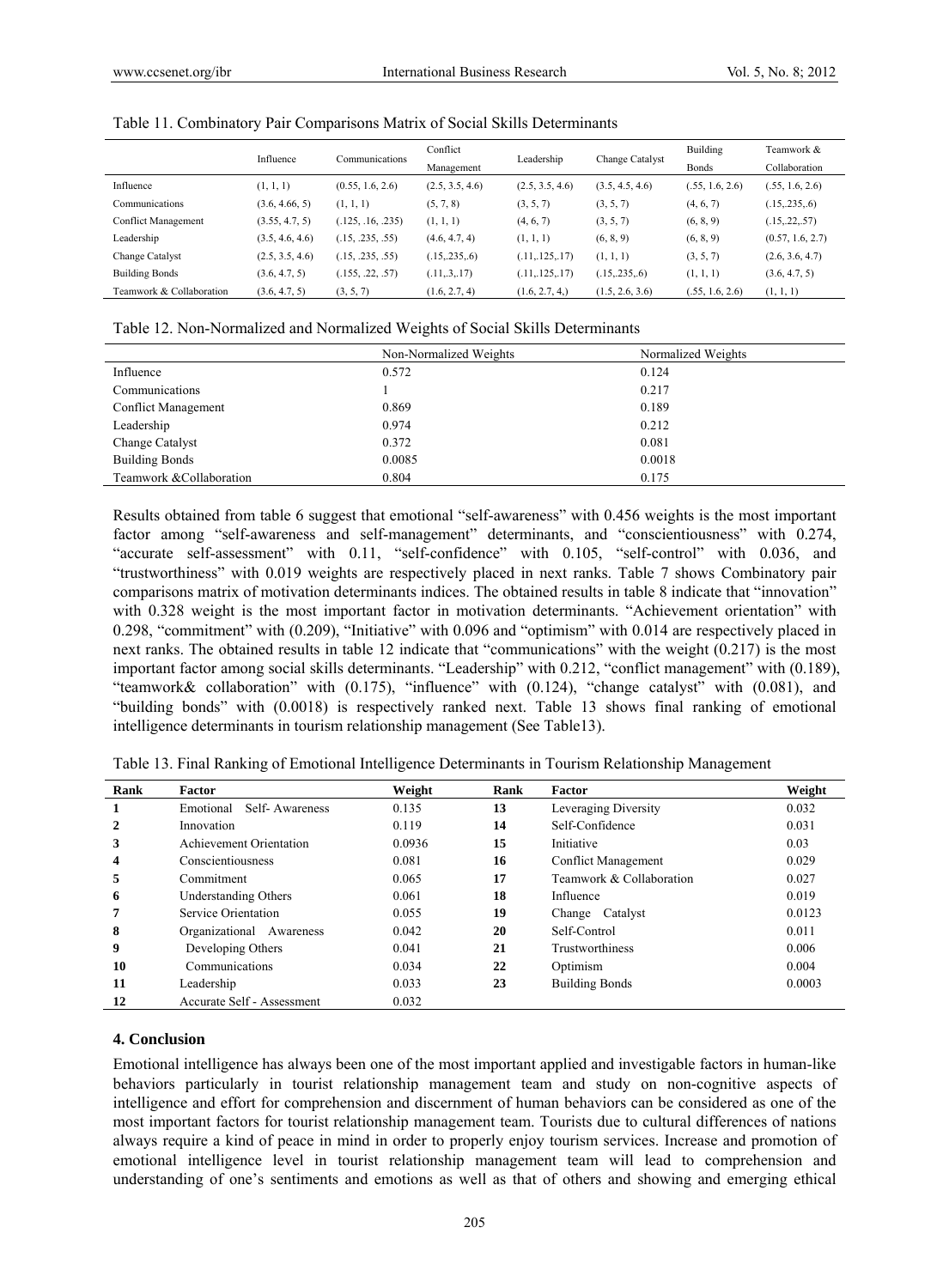Table 11. Combinatory Pair Comparisons Matrix of Social Skills Determinants

| | Influence | Communications | Conflict Management | Leadership | Change Catalyst | Building Bonds | Teamwork & Collaboration |
|---|---|---|---|---|---|---|---|
| Influence | (1, 1, 1) | (0.55, 1.6, 2.6) | (2.5, 3.5, 4.6) | (2.5, 3.5, 4.6) | (3.5, 4.5, 4.6) | (.55, 1.6, 2.6) | (.55, 1.6, 2.6) |
| Communications | (3.6, 4.66, 5) | (1, 1, 1) | (5, 7, 8) | (3, 5, 7) | (3, 5, 7) | (4, 6, 7) | (.15,.235,.6) |
| Conflict Management | (3.55, 4.7, 5) | (.125, .16, .235) | (1, 1, 1) | (4, 6, 7) | (3, 5, 7) | (6, 8, 9) | (.15,.22,.57) |
| Leadership | (3.5, 4.6, 4.6) | (.15, .235, .55) | (4.6, 4.7, 4) | (1, 1, 1) | (6, 8, 9) | (6, 8, 9) | (0.57, 1.6, 2.7) |
| Change Catalyst | (2.5, 3.5, 4.6) | (.15, .235, .55) | (.15,.235,.6) | (.11,.125,.17) | (1, 1, 1) | (3, 5, 7) | (2.6, 3.6, 4.7) |
| Building Bonds | (3.6, 4.7, 5) | (.155, .22, .57) | (.11,.3,.17) | (.11,.125,.17) | (.15,.235,.6) | (1, 1, 1) | (3.6, 4.7, 5) |
| Teamwork & Collaboration | (3.6, 4.7, 5) | (3, 5, 7) | (1.6, 2.7, 4) | (1.6, 2.7, 4,) | (1.5, 2.6, 3.6) | (.55, 1.6, 2.6) | (1, 1, 1) |

Table 12. Non-Normalized and Normalized Weights of Social Skills Determinants

| | Non-Normalized Weights | Normalized Weights |
|---|---|---|
| Influence | 0.572 | 0.124 |
| Communications | 1 | 0.217 |
| Conflict Management | 0.869 | 0.189 |
| Leadership | 0.974 | 0.212 |
| Change Catalyst | 0.372 | 0.081 |
| Building Bonds | 0.0085 | 0.0018 |
| Teamwork &Collaboration | 0.804 | 0.175 |

Results obtained from table 6 suggest that emotional "self-awareness" with 0.456 weights is the most important factor among "self-awareness and self-management" determinants, and "conscientiousness" with 0.274, "accurate self-assessment" with 0.11, "self-confidence" with 0.105, "self-control" with 0.036, and "trustworthiness" with 0.019 weights are respectively placed in next ranks. Table 7 shows Combinatory pair comparisons matrix of motivation determinants indices. The obtained results in table 8 indicate that "innovation" with 0.328 weight is the most important factor in motivation determinants. "Achievement orientation" with 0.298, "commitment" with (0.209), "Initiative" with 0.096 and "optimism" with 0.014 are respectively placed in next ranks. The obtained results in table 12 indicate that "communications" with the weight (0.217) is the most important factor among social skills determinants. "Leadership" with 0.212, "conflict management" with (0.189), "teamwork& collaboration" with (0.175), "influence" with (0.124), "change catalyst" with (0.081), and "building bonds" with (0.0018) is respectively ranked next. Table 13 shows final ranking of emotional intelligence determinants in tourism relationship management (See Table13).

Table 13. Final Ranking of Emotional Intelligence Determinants in Tourism Relationship Management

| Rank | Factor | Weight | Rank | Factor | Weight |
|---|---|---|---|---|---|
| **1** | Emotional Self- Awareness | 0.135 | **13** | Leveraging Diversity | 0.032 |
| **2** | Innovation | 0.119 | **14** | Self-Confidence | 0.031 |
| **3** | Achievement Orientation | 0.0936 | **15** | Initiative | 0.03 |
| **4** | Conscientiousness | 0.081 | **16** | Conflict Management | 0.029 |
| **5** | Commitment | 0.065 | **17** | Teamwork & Collaboration | 0.027 |
| **6** | Understanding Others | 0.061 | **18** | Influence | 0.019 |
| **7** | Service Orientation | 0.055 | **19** | Change Catalyst | 0.0123 |
| **8** | Organizational Awareness | 0.042 | **20** | Self-Control | 0.011 |
| **9** | Developing Others | 0.041 | **21** | Trustworthiness | 0.006 |
| **10** | Communications | 0.034 | **22** | Optimism | 0.004 |
| **11** | Leadership | 0.033 | **23** | Building Bonds | 0.0003 |
| **12** | Accurate Self - Assessment | 0.032 | | | |

## 4. Conclusion

Emotional intelligence has always been one of the most important applied and investigable factors in human-like behaviors particularly in tourist relationship management team and study on non-cognitive aspects of intelligence and effort for comprehension and discernment of human behaviors can be considered as one of the most important factors for tourist relationship management team. Tourists due to cultural differences of nations always require a kind of peace in mind in order to properly enjoy tourism services. Increase and promotion of emotional intelligence level in tourist relationship management team will lead to comprehension and understanding of one's sentiments and emotions as well as that of others and showing and emerging ethical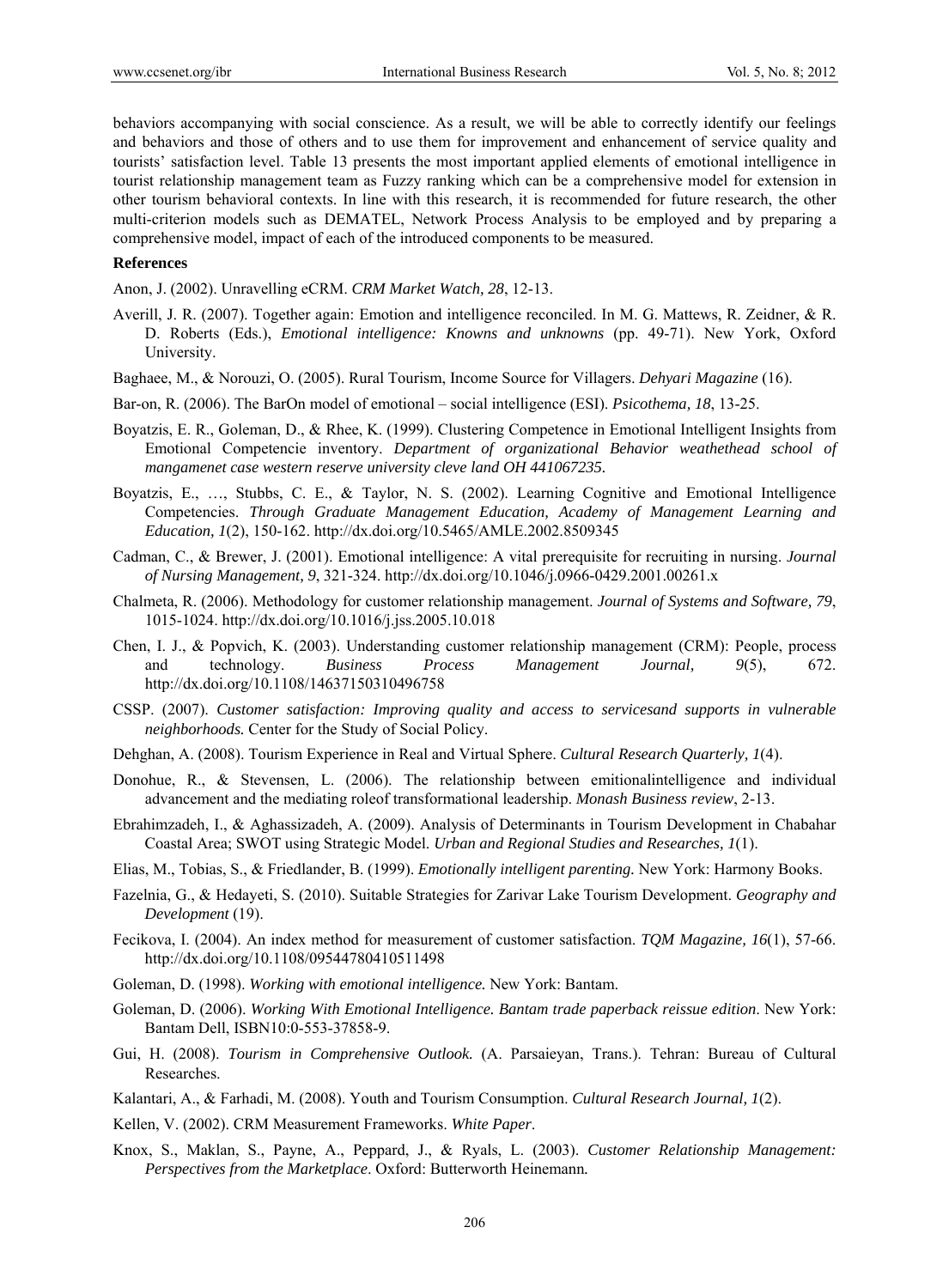behaviors accompanying with social conscience. As a result, we will be able to correctly identify our feelings and behaviors and those of others and to use them for improvement and enhancement of service quality and tourists' satisfaction level. Table 13 presents the most important applied elements of emotional intelligence in tourist relationship management team as Fuzzy ranking which can be a comprehensive model for extension in other tourism behavioral contexts. In line with this research, it is recommended for future research, the other multi-criterion models such as DEMATEL, Network Process Analysis to be employed and by preparing a comprehensive model, impact of each of the introduced components to be measured.

**References**

Anon, J. (2002). Unravelling eCRM. *CRM Market Watch, 28*, 12-13.

Averill, J. R. (2007). Together again: Emotion and intelligence reconciled. In M. G. Mattews, R. Zeidner, & R. D. Roberts (Eds.), *Emotional intelligence: Knowns and unknowns* (pp. 49-71). New York, Oxford University.

Baghaee, M., & Norouzi, O. (2005). Rural Tourism, Income Source for Villagers. *Dehyari Magazine* (16).

Bar-on, R. (2006). The BarOn model of emotional – social intelligence (ESI). *Psicothema, 18*, 13-25.

Boyatzis, E. R., Goleman, D., & Rhee, K. (1999). Clustering Competence in Emotional Intelligent Insights from Emotional Competencie inventory. *Department of organizational Behavior weathethead school of mangamenet case western reserve university cleve land OH 441067235.*

Boyatzis, E., …, Stubbs, C. E., & Taylor, N. S. (2002). Learning Cognitive and Emotional Intelligence Competencies. *Through Graduate Management Education, Academy of Management Learning and Education, 1*(2), 150-162. http://dx.doi.org/10.5465/AMLE.2002.8509345

Cadman, C., & Brewer, J. (2001). Emotional intelligence: A vital prerequisite for recruiting in nursing. *Journal of Nursing Management, 9*, 321-324. http://dx.doi.org/10.1046/j.0966-0429.2001.00261.x

Chalmeta, R. (2006). Methodology for customer relationship management. *Journal of Systems and Software, 79*, 1015-1024. http://dx.doi.org/10.1016/j.jss.2005.10.018

Chen, I. J., & Popvich, K. (2003). Understanding customer relationship management (CRM): People, process and technology. *Business Process Management Journal, 9*(5), 672. http://dx.doi.org/10.1108/14637150310496758

CSSP. (2007). *Customer satisfaction: Improving quality and access to servicesand supports in vulnerable neighborhoods.* Center for the Study of Social Policy.

Dehghan, A. (2008). Tourism Experience in Real and Virtual Sphere. *Cultural Research Quarterly, 1*(4).

Donohue, R., & Stevensen, L. (2006). The relationship between emitionalintelligence and individual advancement and the mediating roleof transformational leadership. *Monash Business review*, 2-13.

Ebrahimzadeh, I., & Aghassizadeh, A. (2009). Analysis of Determinants in Tourism Development in Chabahar Coastal Area; SWOT using Strategic Model. *Urban and Regional Studies and Researches, 1*(1).

Elias, M., Tobias, S., & Friedlander, B. (1999). *Emotionally intelligent parenting.* New York: Harmony Books.

Fazelnia, G., & Hedayeti, S. (2010). Suitable Strategies for Zarivar Lake Tourism Development. *Geography and Development* (19).

Fecikova, I. (2004). An index method for measurement of customer satisfaction. *TQM Magazine, 16*(1), 57-66. http://dx.doi.org/10.1108/09544780410511498

Goleman, D. (1998). *Working with emotional intelligence.* New York: Bantam.

Goleman, D. (2006). *Working With Emotional Intelligence. Bantam trade paperback reissue edition*. New York: Bantam Dell, ISBN10:0-553-37858-9.

Gui, H. (2008). *Tourism in Comprehensive Outlook.* (A. Parsaieyan, Trans.). Tehran: Bureau of Cultural Researches.

Kalantari, A., & Farhadi, M. (2008). Youth and Tourism Consumption. *Cultural Research Journal, 1*(2).

Kellen, V. (2002). CRM Measurement Frameworks. *White Paper*.

Knox, S., Maklan, S., Payne, A., Peppard, J., & Ryals, L. (2003). *Customer Relationship Management: Perspectives from the Marketplace*. Oxford: Butterworth Heinemann.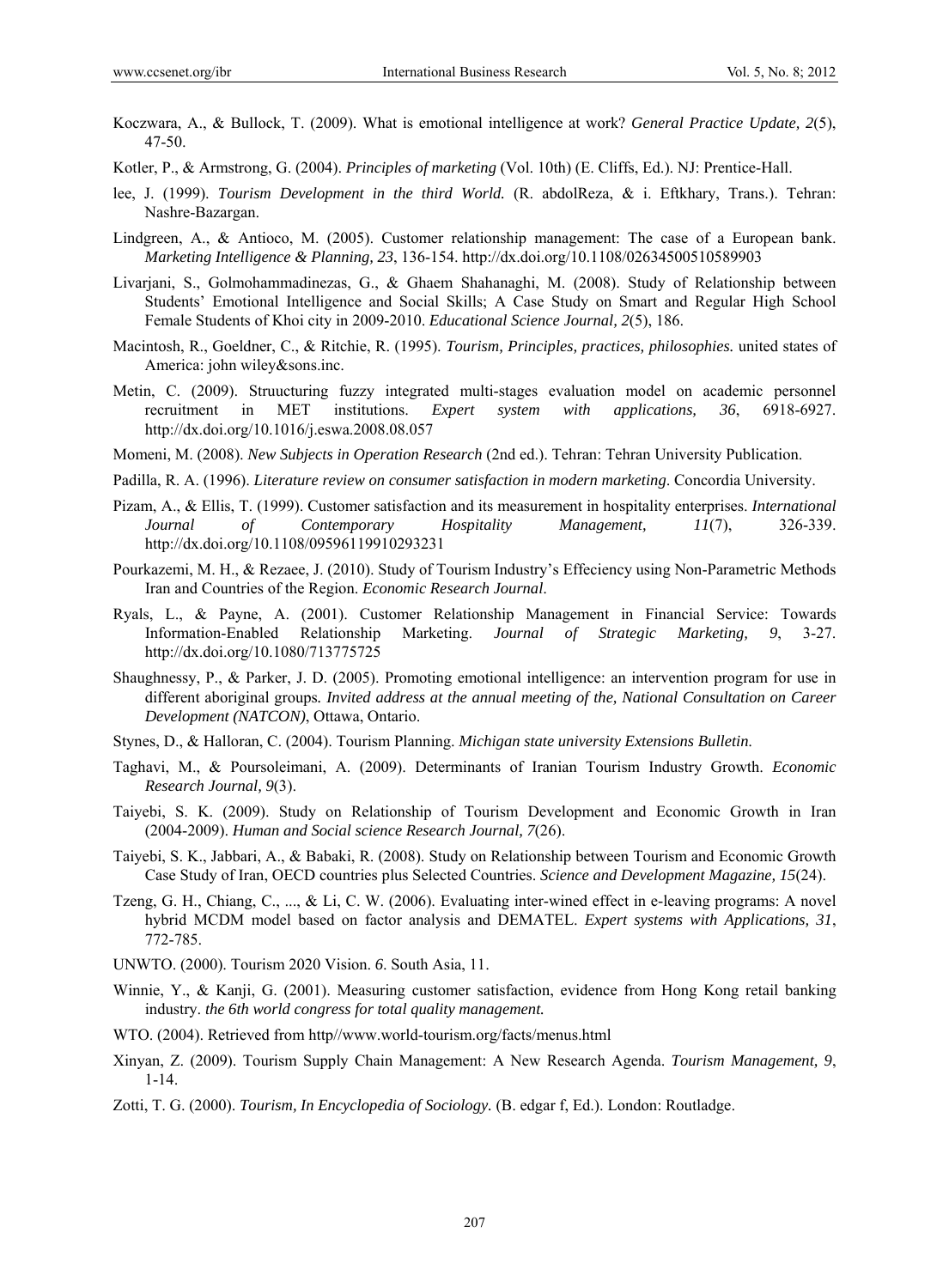Koczwara, A., & Bullock, T. (2009). What is emotional intelligence at work? *General Practice Update, 2*(5), 47-50.

Kotler, P., & Armstrong, G. (2004). *Principles of marketing* (Vol. 10th) (E. Cliffs, Ed.). NJ: Prentice-Hall.

lee, J. (1999). *Tourism Development in the third World.* (R. abdolReza, & i. Eftkhary, Trans.). Tehran: Nashre-Bazargan.

Lindgreen, A., & Antioco, M. (2005). Customer relationship management: The case of a European bank. *Marketing Intelligence & Planning, 23*, 136-154. http://dx.doi.org/10.1108/02634500510589903

Livarjani, S., Golmohammadinezas, G., & Ghaem Shahanaghi, M. (2008). Study of Relationship between Students' Emotional Intelligence and Social Skills; A Case Study on Smart and Regular High School Female Students of Khoi city in 2009-2010. *Educational Science Journal, 2*(5), 186.

Macintosh, R., Goeldner, C., & Ritchie, R. (1995). *Tourism, Principles, practices, philosophies.* united states of America: john wiley&sons.inc.

Metin, C. (2009). Struucturing fuzzy integrated multi-stages evaluation model on academic personnel recruitment in MET institutions. *Expert system with applications, 36*, 6918-6927. http://dx.doi.org/10.1016/j.eswa.2008.08.057

Momeni, M. (2008). *New Subjects in Operation Research* (2nd ed.). Tehran: Tehran University Publication.

Padilla, R. A. (1996). *Literature review on consumer satisfaction in modern marketing*. Concordia University.

Pizam, A., & Ellis, T. (1999). Customer satisfaction and its measurement in hospitality enterprises. *International Journal of Contemporary Hospitality Management, 11*(7), 326-339. http://dx.doi.org/10.1108/09596119910293231

Pourkazemi, M. H., & Rezaee, J. (2010). Study of Tourism Industry's Effeciency using Non-Parametric Methods Iran and Countries of the Region. *Economic Research Journal*.

Ryals, L., & Payne, A. (2001). Customer Relationship Management in Financial Service: Towards Information-Enabled Relationship Marketing. *Journal of Strategic Marketing, 9*, 3-27. http://dx.doi.org/10.1080/713775725

Shaughnessy, P., & Parker, J. D. (2005). Promoting emotional intelligence: an intervention program for use in different aboriginal groups. *Invited address at the annual meeting of the, National Consultation on Career Development (NATCON)*, Ottawa, Ontario.

Stynes, D., & Halloran, C. (2004). Tourism Planning. *Michigan state university Extensions Bulletin*.

Taghavi, M., & Poursoleimani, A. (2009). Determinants of Iranian Tourism Industry Growth. *Economic Research Journal, 9*(3).

Taiyebi, S. K. (2009). Study on Relationship of Tourism Development and Economic Growth in Iran (2004-2009). *Human and Social science Research Journal, 7*(26).

Taiyebi, S. K., Jabbari, A., & Babaki, R. (2008). Study on Relationship between Tourism and Economic Growth Case Study of Iran, OECD countries plus Selected Countries. *Science and Development Magazine, 15*(24).

Tzeng, G. H., Chiang, C., ..., & Li, C. W. (2006). Evaluating inter-wined effect in e-leaving programs: A novel hybrid MCDM model based on factor analysis and DEMATEL. *Expert systems with Applications, 31*, 772-785.

UNWTO. (2000). Tourism 2020 Vision. *6*. South Asia, 11.

Winnie, Y., & Kanji, G. (2001). Measuring customer satisfaction, evidence from Hong Kong retail banking industry. *the 6th world congress for total quality management.*

WTO. (2004). Retrieved from http//www.world-tourism.org/facts/menus.html

Xinyan, Z. (2009). Tourism Supply Chain Management: A New Research Agenda. *Tourism Management, 9*, 1-14.

Zotti, T. G. (2000). *Tourism, In Encyclopedia of Sociology.* (B. edgar f, Ed.). London: Routladge.